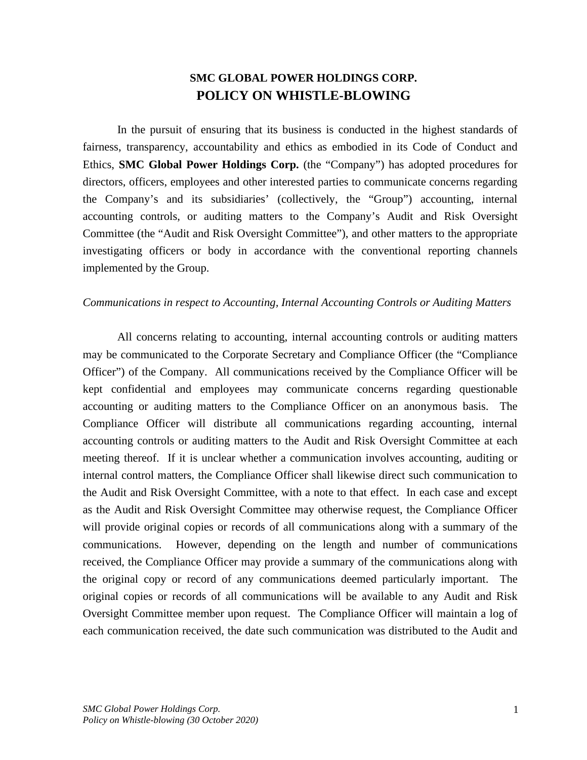# SMC GLOBAL POWER HOLDINGS CORP.
# POLICY ON WHISTLE-BLOWING

In the pursuit of ensuring that its business is conducted in the highest standards of fairness, transparency, accountability and ethics as embodied in its Code of Conduct and Ethics, **SMC Global Power Holdings Corp.** (the "Company") has adopted procedures for directors, officers, employees and other interested parties to communicate concerns regarding the Company's and its subsidiaries' (collectively, the "Group") accounting, internal accounting controls, or auditing matters to the Company's Audit and Risk Oversight Committee (the "Audit and Risk Oversight Committee"), and other matters to the appropriate investigating officers or body in accordance with the conventional reporting channels implemented by the Group.

*Communications in respect to Accounting, Internal Accounting Controls or Auditing Matters*

All concerns relating to accounting, internal accounting controls or auditing matters may be communicated to the Corporate Secretary and Compliance Officer (the "Compliance Officer") of the Company. All communications received by the Compliance Officer will be kept confidential and employees may communicate concerns regarding questionable accounting or auditing matters to the Compliance Officer on an anonymous basis. The Compliance Officer will distribute all communications regarding accounting, internal accounting controls or auditing matters to the Audit and Risk Oversight Committee at each meeting thereof. If it is unclear whether a communication involves accounting, auditing or internal control matters, the Compliance Officer shall likewise direct such communication to the Audit and Risk Oversight Committee, with a note to that effect. In each case and except as the Audit and Risk Oversight Committee may otherwise request, the Compliance Officer will provide original copies or records of all communications along with a summary of the communications. However, depending on the length and number of communications received, the Compliance Officer may provide a summary of the communications along with the original copy or record of any communications deemed particularly important. The original copies or records of all communications will be available to any Audit and Risk Oversight Committee member upon request. The Compliance Officer will maintain a log of each communication received, the date such communication was distributed to the Audit and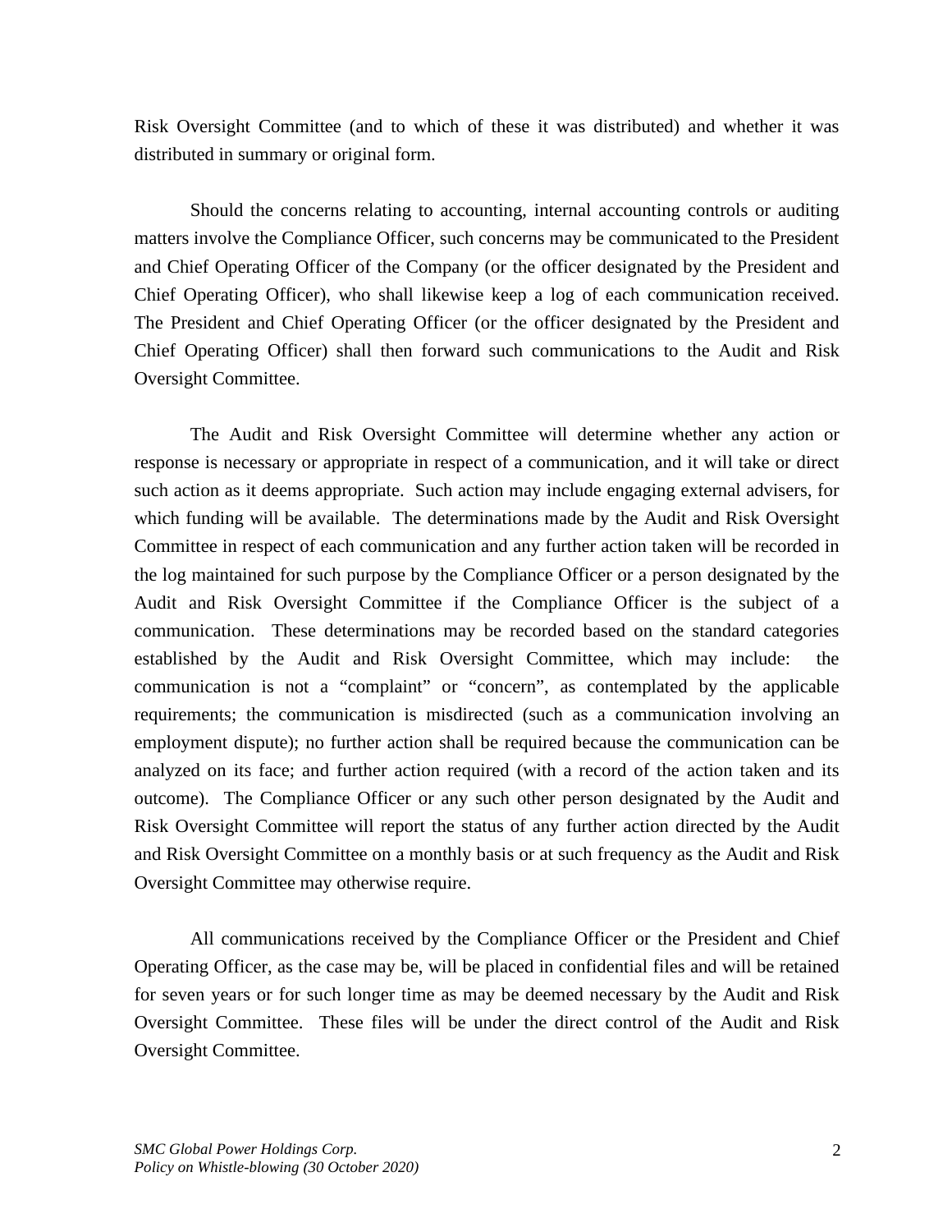Risk Oversight Committee (and to which of these it was distributed) and whether it was distributed in summary or original form.

Should the concerns relating to accounting, internal accounting controls or auditing matters involve the Compliance Officer, such concerns may be communicated to the President and Chief Operating Officer of the Company (or the officer designated by the President and Chief Operating Officer), who shall likewise keep a log of each communication received. The President and Chief Operating Officer (or the officer designated by the President and Chief Operating Officer) shall then forward such communications to the Audit and Risk Oversight Committee.

The Audit and Risk Oversight Committee will determine whether any action or response is necessary or appropriate in respect of a communication, and it will take or direct such action as it deems appropriate. Such action may include engaging external advisers, for which funding will be available. The determinations made by the Audit and Risk Oversight Committee in respect of each communication and any further action taken will be recorded in the log maintained for such purpose by the Compliance Officer or a person designated by the Audit and Risk Oversight Committee if the Compliance Officer is the subject of a communication. These determinations may be recorded based on the standard categories established by the Audit and Risk Oversight Committee, which may include: the communication is not a "complaint" or "concern", as contemplated by the applicable requirements; the communication is misdirected (such as a communication involving an employment dispute); no further action shall be required because the communication can be analyzed on its face; and further action required (with a record of the action taken and its outcome). The Compliance Officer or any such other person designated by the Audit and Risk Oversight Committee will report the status of any further action directed by the Audit and Risk Oversight Committee on a monthly basis or at such frequency as the Audit and Risk Oversight Committee may otherwise require.

All communications received by the Compliance Officer or the President and Chief Operating Officer, as the case may be, will be placed in confidential files and will be retained for seven years or for such longer time as may be deemed necessary by the Audit and Risk Oversight Committee. These files will be under the direct control of the Audit and Risk Oversight Committee.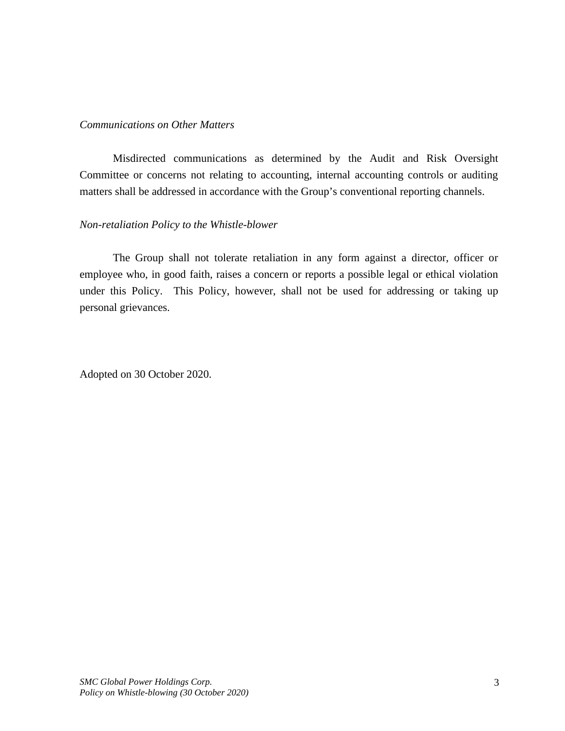*Communications on Other Matters*

Misdirected communications as determined by the Audit and Risk Oversight Committee or concerns not relating to accounting, internal accounting controls or auditing matters shall be addressed in accordance with the Group's conventional reporting channels.

*Non-retaliation Policy to the Whistle-blower*

The Group shall not tolerate retaliation in any form against a director, officer or employee who, in good faith, raises a concern or reports a possible legal or ethical violation under this Policy. This Policy, however, shall not be used for addressing or taking up personal grievances.

Adopted on 30 October 2020.